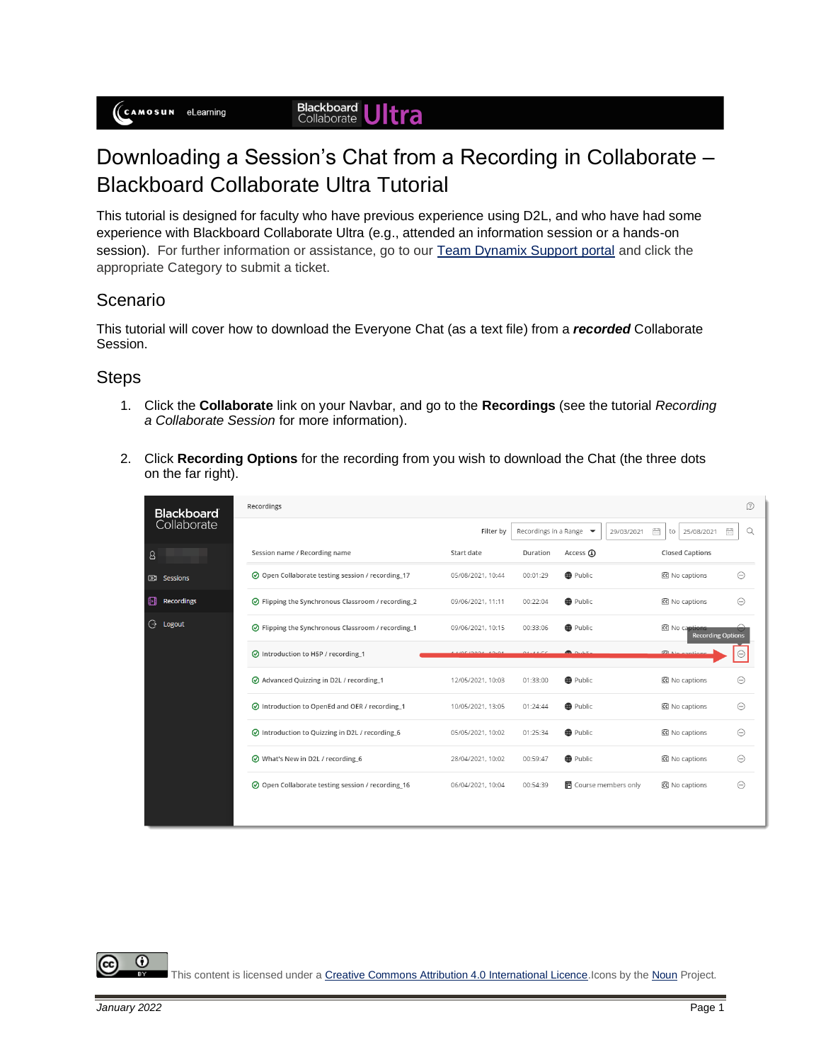# Downloading a Session's Chat from a Recording in Collaborate – Blackboard Collaborate Ultra Tutorial

This tutorial is designed for faculty who have previous experience using D2L, and who have had some experience with Blackboard Collaborate Ultra (e.g., attended an information session or a hands-on session). For further information or assistance, go to our Team Dynamix Support portal and click the appropriate Category to submit a ticket.

## Scenario

This tutorial will cover how to download the Everyone Chat (as a text file) from a ***recorded*** Collaborate Session.

## Steps

1. Click the **Collaborate** link on your Navbar, and go to the **Recordings** (see the tutorial *Recording a Collaborate Session* for more information).

2. Click **Recording Options** for the recording from you wish to download the Chat (the three dots on the far right).

This content is licensed under a Creative Commons Attribution 4.0 International Licence.Icons by the Noun Project.

*January 2022*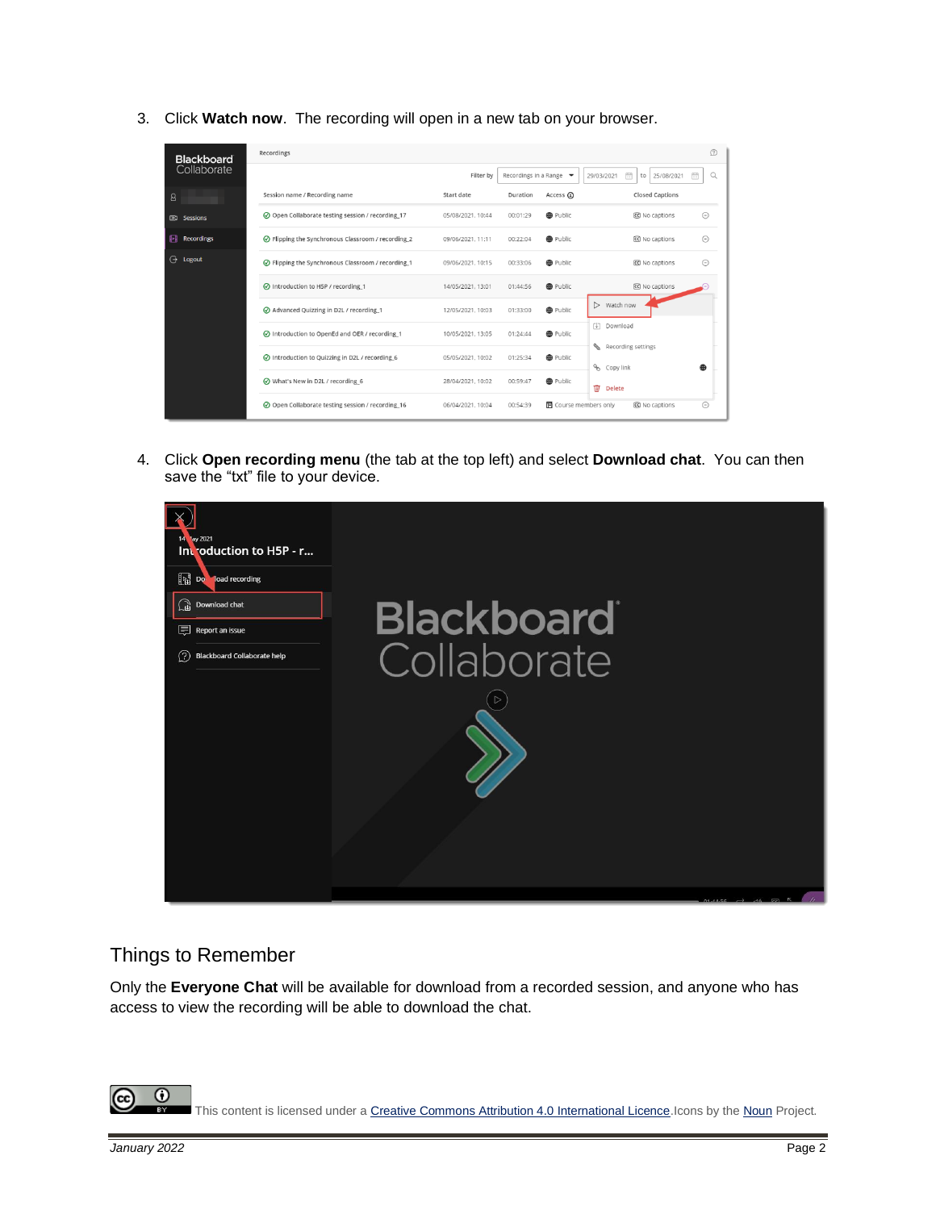3. Click **Watch now**. The recording will open in a new tab on your browser.

4. Click **Open recording menu** (the tab at the top left) and select **Download chat**. You can then save the "txt" file to your device.

## Things to Remember

Only the **Everyone Chat** will be available for download from a recorded session, and anyone who has access to view the recording will be able to download the chat.

This content is licensed under a [Creative Commons Attribution 4.0 International Licence](). Icons by the [Noun]() Project.